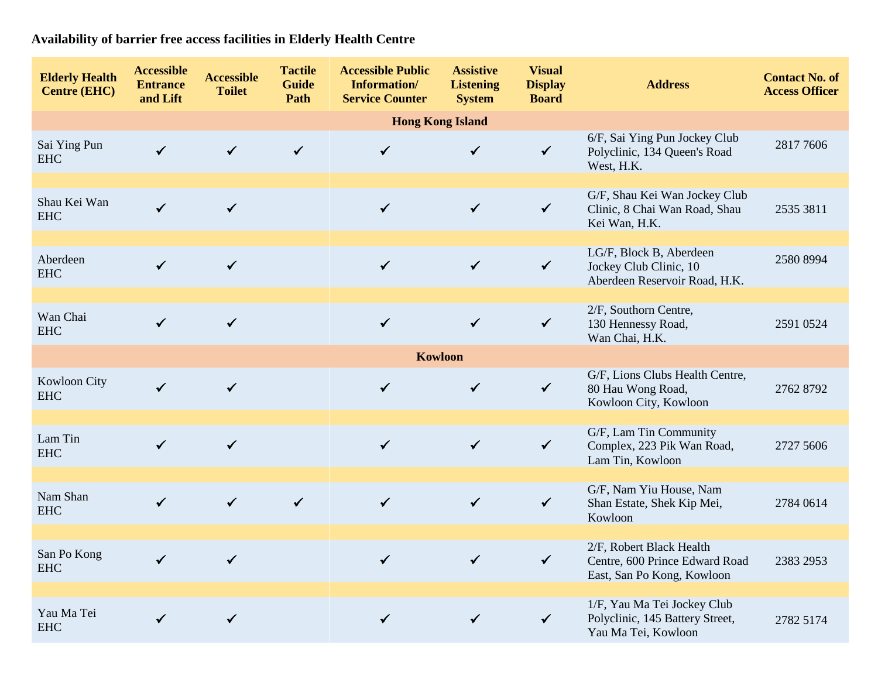**Availability of barrier free access facilities in Elderly Health Centre**

| Elderly Health Centre (EHC) | Accessible Entrance and Lift | Accessible Toilet | Tactile Guide Path | Accessible Public Information/ Service Counter | Assistive Listening System | Visual Display Board | Address | Contact No. of Access Officer |
|---|---|---|---|---|---|---|---|---|
| **Hong Kong Island** | | | | | | | | |
| Sai Ying Pun EHC | ✔ | ✔ | ✔ | ✔ | ✔ | ✔ | 6/F, Sai Ying Pun Jockey Club Polyclinic, 134 Queen's Road West, H.K. | 2817 7606 |
| Shau Kei Wan EHC | ✔ | ✔ | | ✔ | ✔ | ✔ | G/F, Shau Kei Wan Jockey Club Clinic, 8 Chai Wan Road, Shau Kei Wan, H.K. | 2535 3811 |
| Aberdeen EHC | ✔ | ✔ | | ✔ | ✔ | ✔ | LG/F, Block B, Aberdeen Jockey Club Clinic, 10 Aberdeen Reservoir Road, H.K. | 2580 8994 |
| Wan Chai EHC | ✔ | ✔ | | ✔ | ✔ | ✔ | 2/F, Southorn Centre, 130 Hennessy Road, Wan Chai, H.K. | 2591 0524 |
| **Kowloon** | | | | | | | | |
| Kowloon City EHC | ✔ | ✔ | | ✔ | ✔ | ✔ | G/F, Lions Clubs Health Centre, 80 Hau Wong Road, Kowloon City, Kowloon | 2762 8792 |
| Lam Tin EHC | ✔ | ✔ | | ✔ | ✔ | ✔ | G/F, Lam Tin Community Complex, 223 Pik Wan Road, Lam Tin, Kowloon | 2727 5606 |
| Nam Shan EHC | ✔ | ✔ | ✔ | ✔ | ✔ | ✔ | G/F, Nam Yiu House, Nam Shan Estate, Shek Kip Mei, Kowloon | 2784 0614 |
| San Po Kong EHC | ✔ | ✔ | | ✔ | ✔ | ✔ | 2/F, Robert Black Health Centre, 600 Prince Edward Road East, San Po Kong, Kowloon | 2383 2953 |
| Yau Ma Tei EHC | ✔ | ✔ | | ✔ | ✔ | ✔ | 1/F, Yau Ma Tei Jockey Club Polyclinic, 145 Battery Street, Yau Ma Tei, Kowloon | 2782 5174 |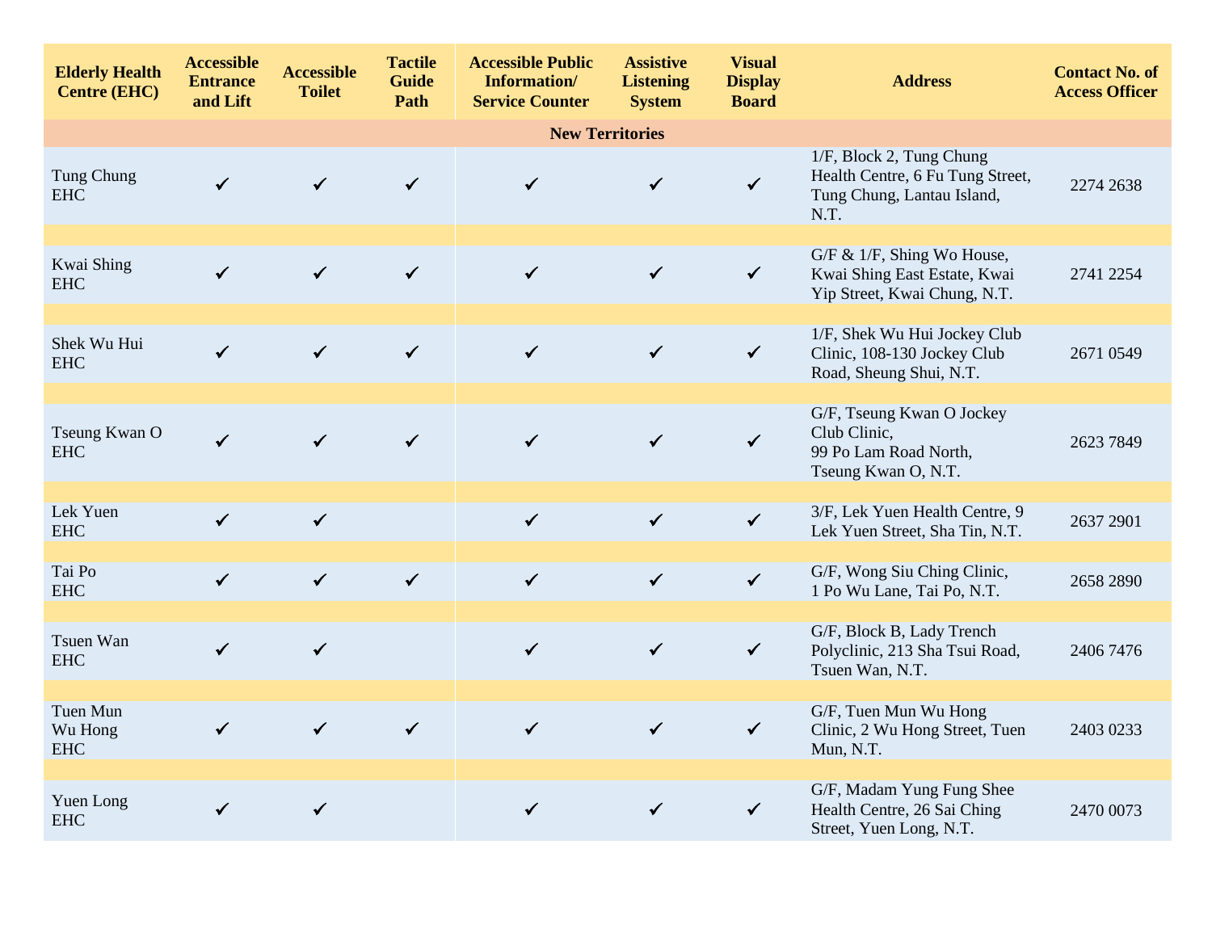| Elderly Health Centre (EHC) | Accessible Entrance and Lift | Accessible Toilet | Tactile Guide Path | Accessible Public Information/ Service Counter | Assistive Listening System | Visual Display Board | Address | Contact No. of Access Officer |
|---|---|---|---|---|---|---|---|---|
| **New Territories** | | | | | | | | |
| Tung Chung EHC | ✔ | ✔ | ✔ | ✔ | ✔ | ✔ | 1/F, Block 2, Tung Chung Health Centre, 6 Fu Tung Street, Tung Chung, Lantau Island, N.T. | 2274 2638 |
| Kwai Shing EHC | ✔ | ✔ | ✔ | ✔ | ✔ | ✔ | G/F & 1/F, Shing Wo House, Kwai Shing East Estate, Kwai Yip Street, Kwai Chung, N.T. | 2741 2254 |
| Shek Wu Hui EHC | ✔ | ✔ | ✔ | ✔ | ✔ | ✔ | 1/F, Shek Wu Hui Jockey Club Clinic, 108-130 Jockey Club Road, Sheung Shui, N.T. | 2671 0549 |
| Tseung Kwan O EHC | ✔ | ✔ | ✔ | ✔ | ✔ | ✔ | G/F, Tseung Kwan O Jockey Club Clinic, 99 Po Lam Road North, Tseung Kwan O, N.T. | 2623 7849 |
| Lek Yuen EHC | ✔ | ✔ | | ✔ | ✔ | ✔ | 3/F, Lek Yuen Health Centre, 9 Lek Yuen Street, Sha Tin, N.T. | 2637 2901 |
| Tai Po EHC | ✔ | ✔ | ✔ | ✔ | ✔ | ✔ | G/F, Wong Siu Ching Clinic, 1 Po Wu Lane, Tai Po, N.T. | 2658 2890 |
| Tsuen Wan EHC | ✔ | ✔ | | ✔ | ✔ | ✔ | G/F, Block B, Lady Trench Polyclinic, 213 Sha Tsui Road, Tsuen Wan, N.T. | 2406 7476 |
| Tuen Mun Wu Hong EHC | ✔ | ✔ | ✔ | ✔ | ✔ | ✔ | G/F, Tuen Mun Wu Hong Clinic, 2 Wu Hong Street, Tuen Mun, N.T. | 2403 0233 |
| Yuen Long EHC | ✔ | ✔ | | ✔ | ✔ | ✔ | G/F, Madam Yung Fung Shee Health Centre, 26 Sai Ching Street, Yuen Long, N.T. | 2470 0073 |